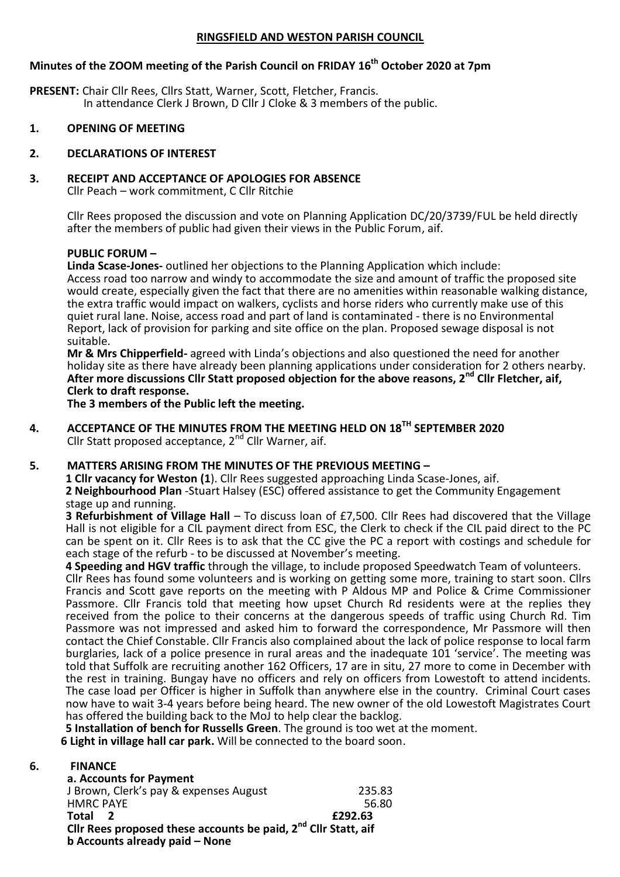# RINGSFIELD AND WESTON PARISH COUNCIL

**Minutes of the ZOOM meeting of the Parish Council on FRIDAY 16th October 2020 at 7pm**

**PRESENT:** Chair Cllr Rees, Cllrs Statt, Warner, Scott, Fletcher, Francis.
In attendance Clerk J Brown, D Cllr J Cloke & 3 members of the public.

## 1. OPENING OF MEETING

## 2. DECLARATIONS OF INTEREST

## 3. RECEIPT AND ACCEPTANCE OF APOLOGIES FOR ABSENCE

Cllr Peach – work commitment, C Cllr Ritchie

Cllr Rees proposed the discussion and vote on Planning Application DC/20/3739/FUL be held directly after the members of public had given their views in the Public Forum, aif.

**PUBLIC FORUM –**

**Linda Scase-Jones-** outlined her objections to the Planning Application which include:
Access road too narrow and windy to accommodate the size and amount of traffic the proposed site would create, especially given the fact that there are no amenities within reasonable walking distance, the extra traffic would impact on walkers, cyclists and horse riders who currently make use of this quiet rural lane. Noise, access road and part of land is contaminated - there is no Environmental Report, lack of provision for parking and site office on the plan. Proposed sewage disposal is not suitable.

**Mr & Mrs Chipperfield-** agreed with Linda's objections and also questioned the need for another holiday site as there have already been planning applications under consideration for 2 others nearby.
**After more discussions Cllr Statt proposed objection for the above reasons, 2nd Cllr Fletcher, aif, Clerk to draft response.**
**The 3 members of the Public left the meeting.**

## 4. ACCEPTANCE OF THE MINUTES FROM THE MEETING HELD ON 18TH SEPTEMBER 2020

Cllr Statt proposed acceptance, 2nd Cllr Warner, aif.

## 5. MATTERS ARISING FROM THE MINUTES OF THE PREVIOUS MEETING –

**1 Cllr vacancy for Weston (1)**. Cllr Rees suggested approaching Linda Scase-Jones, aif.

**2 Neighbourhood Plan** -Stuart Halsey (ESC) offered assistance to get the Community Engagement stage up and running.

**3 Refurbishment of Village Hall** – To discuss loan of £7,500. Cllr Rees had discovered that the Village Hall is not eligible for a CIL payment direct from ESC, the Clerk to check if the CIL paid direct to the PC can be spent on it. Cllr Rees is to ask that the CC give the PC a report with costings and schedule for each stage of the refurb - to be discussed at November's meeting.

**4 Speeding and HGV traffic** through the village, to include proposed Speedwatch Team of volunteers.
Cllr Rees has found some volunteers and is working on getting some more, training to start soon. Cllrs Francis and Scott gave reports on the meeting with P Aldous MP and Police & Crime Commissioner Passmore. Cllr Francis told that meeting how upset Church Rd residents were at the replies they received from the police to their concerns at the dangerous speeds of traffic using Church Rd. Tim Passmore was not impressed and asked him to forward the correspondence, Mr Passmore will then contact the Chief Constable. Cllr Francis also complained about the lack of police response to local farm burglaries, lack of a police presence in rural areas and the inadequate 101 'service'. The meeting was told that Suffolk are recruiting another 162 Officers, 17 are in situ, 27 more to come in December with the rest in training. Bungay have no officers and rely on officers from Lowestoft to attend incidents. The case load per Officer is higher in Suffolk than anywhere else in the country. Criminal Court cases now have to wait 3-4 years before being heard. The new owner of the old Lowestoft Magistrates Court has offered the building back to the MoJ to help clear the backlog.

**5 Installation of bench for Russells Green**. The ground is too wet at the moment.

**6 Light in village hall car park.** Will be connected to the board soon.

## 6. FINANCE

**a. Accounts for Payment**

| | |
|---|---|
| J Brown, Clerk's pay & expenses August | 235.83 |
| HMRC PAYE | 56.80 |
| **Total 2** | **£292.63** |

**Cllr Rees proposed these accounts be paid, 2nd Cllr Statt, aif**

**b Accounts already paid – None**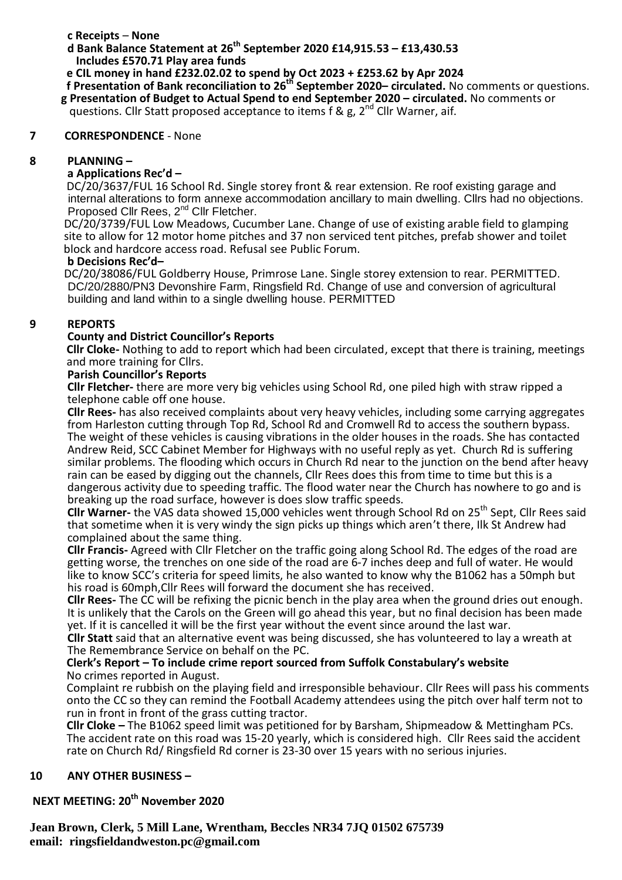**c Receipts** – **None**

**d Bank Balance Statement at 26th September 2020 £14,915.53 – £13,430.53**
**Includes £570.71 Play area funds**

**e CIL money in hand £232.02.02 to spend by Oct 2023 + £253.62 by Apr 2024**

**f Presentation of Bank reconciliation to 26th September 2020– circulated.** No comments or questions.

**g Presentation of Budget to Actual Spend to end September 2020 – circulated.** No comments or questions. Cllr Statt proposed acceptance to items f & g, 2nd Cllr Warner, aif.

## 7 CORRESPONDENCE - None

## 8 PLANNING –

**a Applications Rec'd –**

DC/20/3637/FUL 16 School Rd. Single storey front & rear extension. Re roof existing garage and internal alterations to form annexe accommodation ancillary to main dwelling. Cllrs had no objections. Proposed Cllr Rees, 2nd Cllr Fletcher.

DC/20/3739/FUL Low Meadows, Cucumber Lane. Change of use of existing arable field to glamping site to allow for 12 motor home pitches and 37 non serviced tent pitches, prefab shower and toilet block and hardcore access road. Refusal see Public Forum.

**b Decisions Rec'd–**

DC/20/38086/FUL Goldberry House, Primrose Lane. Single storey extension to rear. PERMITTED.
DC/20/2880/PN3 Devonshire Farm, Ringsfield Rd. Change of use and conversion of agricultural building and land within to a single dwelling house. PERMITTED

## 9 REPORTS

**County and District Councillor's Reports**

**Cllr Cloke-** Nothing to add to report which had been circulated, except that there is training, meetings and more training for Cllrs.

**Parish Councillor's Reports**

**Cllr Fletcher-** there are more very big vehicles using School Rd, one piled high with straw ripped a telephone cable off one house.

**Cllr Rees-** has also received complaints about very heavy vehicles, including some carrying aggregates from Harleston cutting through Top Rd, School Rd and Cromwell Rd to access the southern bypass. The weight of these vehicles is causing vibrations in the older houses in the roads. She has contacted Andrew Reid, SCC Cabinet Member for Highways with no useful reply as yet. Church Rd is suffering similar problems. The flooding which occurs in Church Rd near to the junction on the bend after heavy rain can be eased by digging out the channels, Cllr Rees does this from time to time but this is a dangerous activity due to speeding traffic. The flood water near the Church has nowhere to go and is breaking up the road surface, however is does slow traffic speeds.

**Cllr Warner-** the VAS data showed 15,000 vehicles went through School Rd on 25th Sept, Cllr Rees said that sometime when it is very windy the sign picks up things which aren't there, Ilk St Andrew had complained about the same thing.

**Cllr Francis-** Agreed with Cllr Fletcher on the traffic going along School Rd. The edges of the road are getting worse, the trenches on one side of the road are 6-7 inches deep and full of water. He would like to know SCC's criteria for speed limits, he also wanted to know why the B1062 has a 50mph but his road is 60mph,Cllr Rees will forward the document she has received.

**Cllr Rees-** The CC will be refixing the picnic bench in the play area when the ground dries out enough. It is unlikely that the Carols on the Green will go ahead this year, but no final decision has been made yet. If it is cancelled it will be the first year without the event since around the last war.

**Cllr Statt** said that an alternative event was being discussed, she has volunteered to lay a wreath at The Remembrance Service on behalf on the PC.

**Clerk's Report – To include crime report sourced from Suffolk Constabulary's website**

No crimes reported in August.

Complaint re rubbish on the playing field and irresponsible behaviour. Cllr Rees will pass his comments onto the CC so they can remind the Football Academy attendees using the pitch over half term not to run in front in front of the grass cutting tractor.

**Cllr Cloke –** The B1062 speed limit was petitioned for by Barsham, Shipmeadow & Mettingham PCs. The accident rate on this road was 15-20 yearly, which is considered high. Cllr Rees said the accident rate on Church Rd/ Ringsfield Rd corner is 23-30 over 15 years with no serious injuries.

## 10 ANY OTHER BUSINESS –

**NEXT MEETING: 20th November 2020**

**Jean Brown, Clerk, 5 Mill Lane, Wrentham, Beccles NR34 7JQ 01502 675739**
**email: ringsfieldandweston.pc@gmail.com**